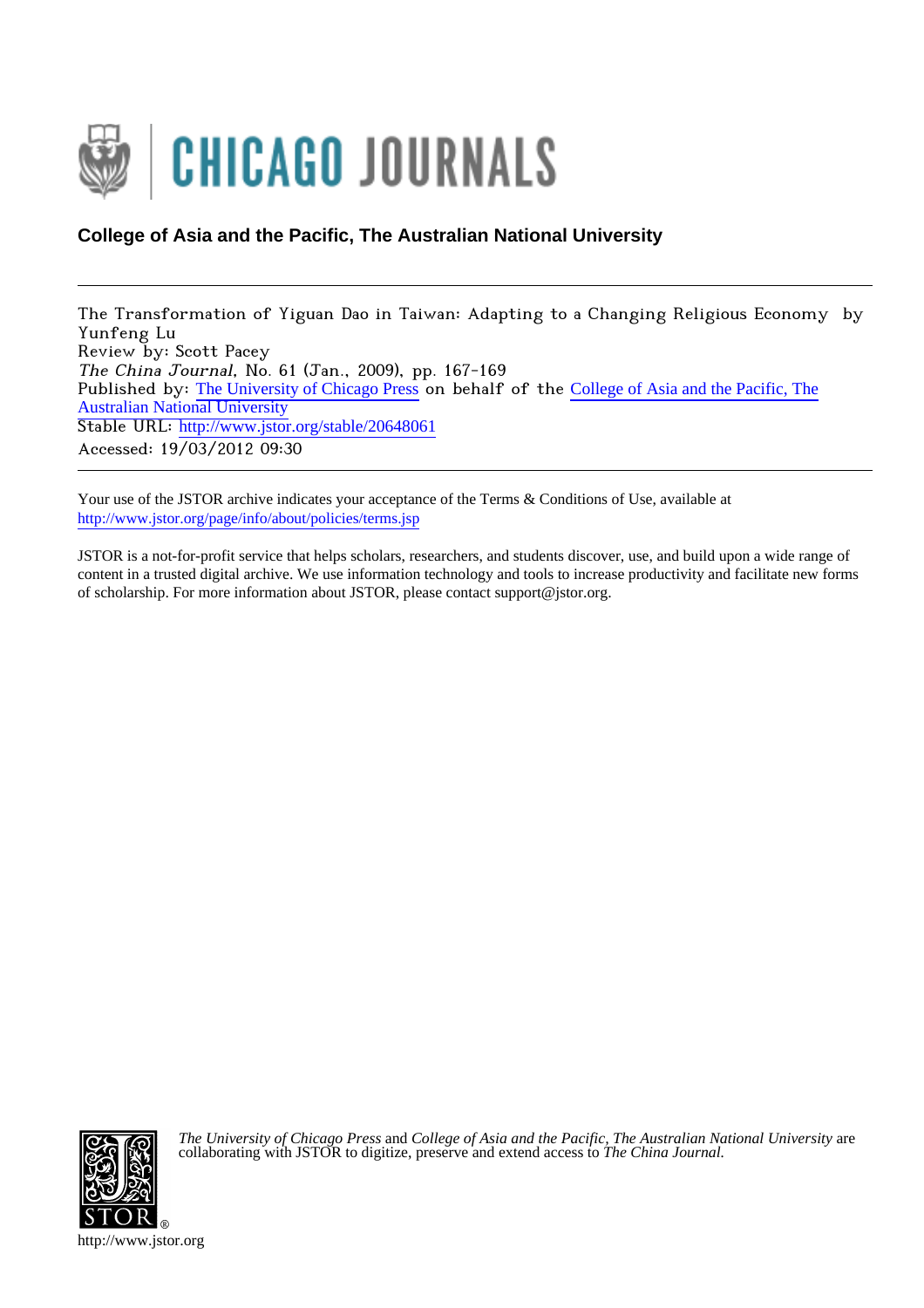CHICAGO JOURNALS

**College of Asia and the Pacific, The Australian National University**

---

The Transformation of Yiguan Dao in Taiwan: Adapting to a Changing Religious Economy by Yunfeng Lu
Review by: Scott Pacey
*The China Journal*, No. 61 (Jan., 2009), pp. 167-169
Published by: The University of Chicago Press on behalf of the College of Asia and the Pacific, The Australian National University
Stable URL: http://www.jstor.org/stable/20648061
Accessed: 19/03/2012 09:30

---

Your use of the JSTOR archive indicates your acceptance of the Terms & Conditions of Use, available at
http://www.jstor.org/page/info/about/policies/terms.jsp

JSTOR is a not-for-profit service that helps scholars, researchers, and students discover, use, and build upon a wide range of content in a trusted digital archive. We use information technology and tools to increase productivity and facilitate new forms of scholarship. For more information about JSTOR, please contact support@jstor.org.

*The University of Chicago Press* and *College of Asia and the Pacific, The Australian National University* are collaborating with JSTOR to digitize, preserve and extend access to *The China Journal.*

http://www.jstor.org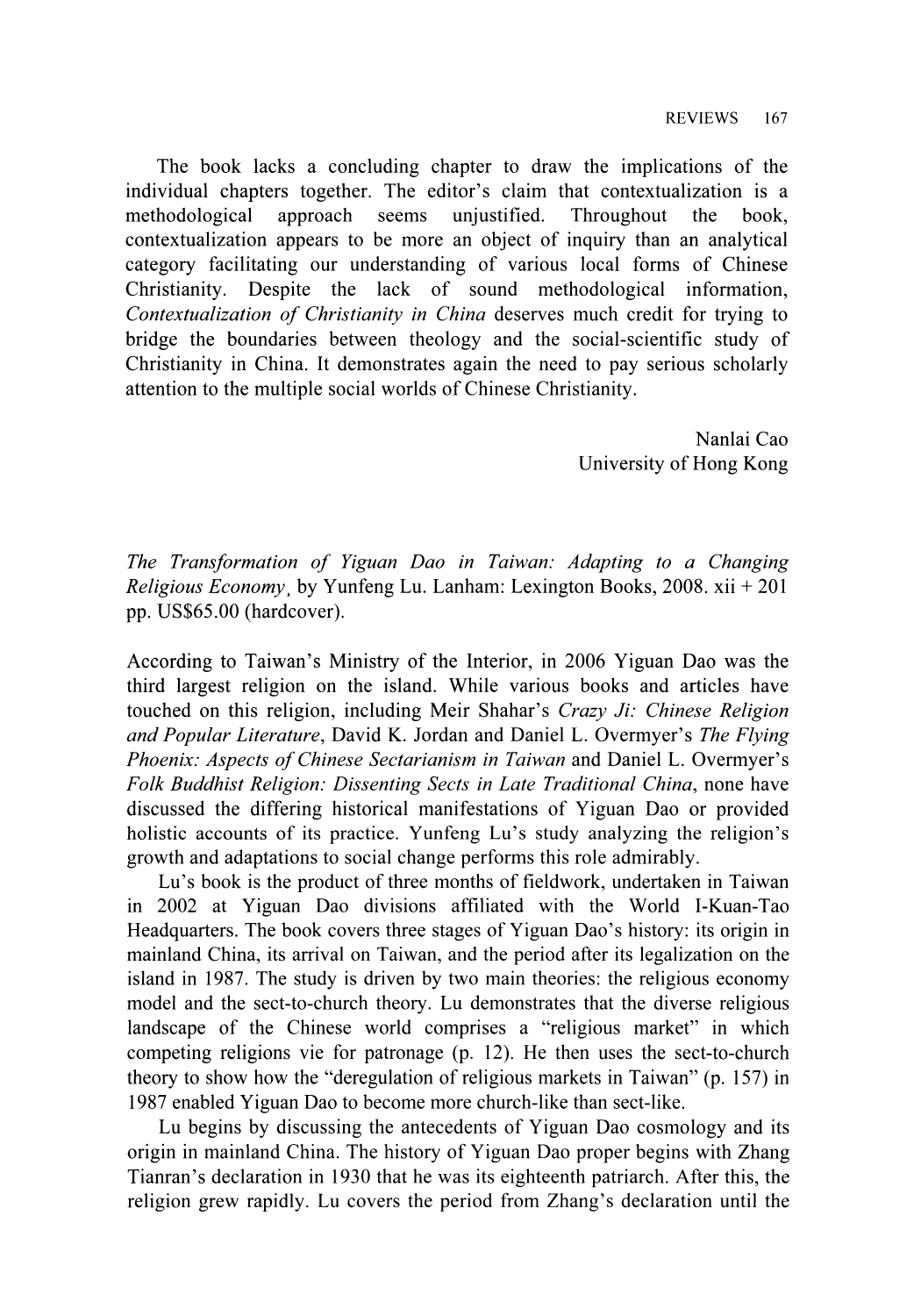The book lacks a concluding chapter to draw the implications of the individual chapters together. The editor's claim that contextualization is a methodological approach seems unjustified. Throughout the book, contextualization appears to be more an object of inquiry than an analytical category facilitating our understanding of various local forms of Chinese Christianity. Despite the lack of sound methodological information, *Contextualization of Christianity in China* deserves much credit for trying to bridge the boundaries between theology and the social-scientific study of Christianity in China. It demonstrates again the need to pay serious scholarly attention to the multiple social worlds of Chinese Christianity.

Nanlai Cao
University of Hong Kong

*The Transformation of Yiguan Dao in Taiwan: Adapting to a Changing Religious Economy*, by Yunfeng Lu. Lanham: Lexington Books, 2008. xii + 201 pp. US$65.00 (hardcover).

According to Taiwan's Ministry of the Interior, in 2006 Yiguan Dao was the third largest religion on the island. While various books and articles have touched on this religion, including Meir Shahar's *Crazy Ji: Chinese Religion and Popular Literature*, David K. Jordan and Daniel L. Overmyer's *The Flying Phoenix: Aspects of Chinese Sectarianism in Taiwan* and Daniel L. Overmyer's *Folk Buddhist Religion: Dissenting Sects in Late Traditional China*, none have discussed the differing historical manifestations of Yiguan Dao or provided holistic accounts of its practice. Yunfeng Lu's study analyzing the religion's growth and adaptations to social change performs this role admirably.

Lu's book is the product of three months of fieldwork, undertaken in Taiwan in 2002 at Yiguan Dao divisions affiliated with the World I-Kuan-Tao Headquarters. The book covers three stages of Yiguan Dao's history: its origin in mainland China, its arrival on Taiwan, and the period after its legalization on the island in 1987. The study is driven by two main theories: the religious economy model and the sect-to-church theory. Lu demonstrates that the diverse religious landscape of the Chinese world comprises a "religious market" in which competing religions vie for patronage (p. 12). He then uses the sect-to-church theory to show how the "deregulation of religious markets in Taiwan" (p. 157) in 1987 enabled Yiguan Dao to become more church-like than sect-like.

Lu begins by discussing the antecedents of Yiguan Dao cosmology and its origin in mainland China. The history of Yiguan Dao proper begins with Zhang Tianran's declaration in 1930 that he was its eighteenth patriarch. After this, the religion grew rapidly. Lu covers the period from Zhang's declaration until the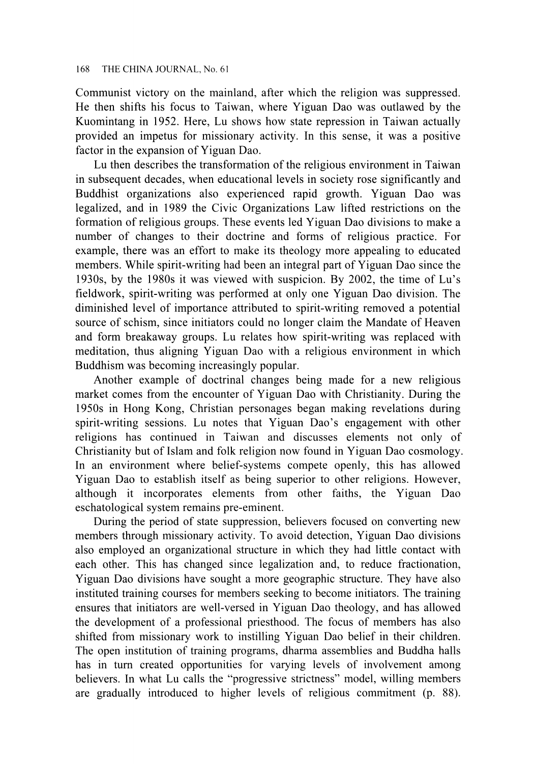Communist victory on the mainland, after which the religion was suppressed. He then shifts his focus to Taiwan, where Yiguan Dao was outlawed by the Kuomintang in 1952. Here, Lu shows how state repression in Taiwan actually provided an impetus for missionary activity. In this sense, it was a positive factor in the expansion of Yiguan Dao.

Lu then describes the transformation of the religious environment in Taiwan in subsequent decades, when educational levels in society rose significantly and Buddhist organizations also experienced rapid growth. Yiguan Dao was legalized, and in 1989 the Civic Organizations Law lifted restrictions on the formation of religious groups. These events led Yiguan Dao divisions to make a number of changes to their doctrine and forms of religious practice. For example, there was an effort to make its theology more appealing to educated members. While spirit-writing had been an integral part of Yiguan Dao since the 1930s, by the 1980s it was viewed with suspicion. By 2002, the time of Lu's fieldwork, spirit-writing was performed at only one Yiguan Dao division. The diminished level of importance attributed to spirit-writing removed a potential source of schism, since initiators could no longer claim the Mandate of Heaven and form breakaway groups. Lu relates how spirit-writing was replaced with meditation, thus aligning Yiguan Dao with a religious environment in which Buddhism was becoming increasingly popular.

Another example of doctrinal changes being made for a new religious market comes from the encounter of Yiguan Dao with Christianity. During the 1950s in Hong Kong, Christian personages began making revelations during spirit-writing sessions. Lu notes that Yiguan Dao's engagement with other religions has continued in Taiwan and discusses elements not only of Christianity but of Islam and folk religion now found in Yiguan Dao cosmology. In an environment where belief-systems compete openly, this has allowed Yiguan Dao to establish itself as being superior to other religions. However, although it incorporates elements from other faiths, the Yiguan Dao eschatological system remains pre-eminent.

During the period of state suppression, believers focused on converting new members through missionary activity. To avoid detection, Yiguan Dao divisions also employed an organizational structure in which they had little contact with each other. This has changed since legalization and, to reduce fractionation, Yiguan Dao divisions have sought a more geographic structure. They have also instituted training courses for members seeking to become initiators. The training ensures that initiators are well-versed in Yiguan Dao theology, and has allowed the development of a professional priesthood. The focus of members has also shifted from missionary work to instilling Yiguan Dao belief in their children. The open institution of training programs, dharma assemblies and Buddha halls has in turn created opportunities for varying levels of involvement among believers. In what Lu calls the "progressive strictness" model, willing members are gradually introduced to higher levels of religious commitment (p. 88).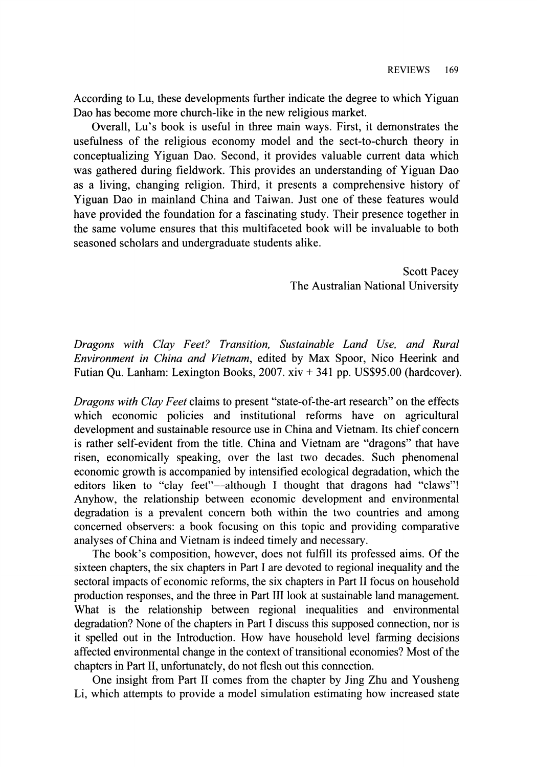According to Lu, these developments further indicate the degree to which Yiguan Dao has become more church-like in the new religious market.

Overall, Lu's book is useful in three main ways. First, it demonstrates the usefulness of the religious economy model and the sect-to-church theory in conceptualizing Yiguan Dao. Second, it provides valuable current data which was gathered during fieldwork. This provides an understanding of Yiguan Dao as a living, changing religion. Third, it presents a comprehensive history of Yiguan Dao in mainland China and Taiwan. Just one of these features would have provided the foundation for a fascinating study. Their presence together in the same volume ensures that this multifaceted book will be invaluable to both seasoned scholars and undergraduate students alike.

Scott Pacey
The Australian National University

*Dragons with Clay Feet? Transition, Sustainable Land Use, and Rural Environment in China and Vietnam*, edited by Max Spoor, Nico Heerink and Futian Qu. Lanham: Lexington Books, 2007. xiv + 341 pp. US$95.00 (hardcover).

*Dragons with Clay Feet* claims to present "state-of-the-art research" on the effects which economic policies and institutional reforms have on agricultural development and sustainable resource use in China and Vietnam. Its chief concern is rather self-evident from the title. China and Vietnam are "dragons" that have risen, economically speaking, over the last two decades. Such phenomenal economic growth is accompanied by intensified ecological degradation, which the editors liken to "clay feet"—although I thought that dragons had "claws"! Anyhow, the relationship between economic development and environmental degradation is a prevalent concern both within the two countries and among concerned observers: a book focusing on this topic and providing comparative analyses of China and Vietnam is indeed timely and necessary.

The book's composition, however, does not fulfill its professed aims. Of the sixteen chapters, the six chapters in Part I are devoted to regional inequality and the sectoral impacts of economic reforms, the six chapters in Part II focus on household production responses, and the three in Part III look at sustainable land management. What is the relationship between regional inequalities and environmental degradation? None of the chapters in Part I discuss this supposed connection, nor is it spelled out in the Introduction. How have household level farming decisions affected environmental change in the context of transitional economies? Most of the chapters in Part II, unfortunately, do not flesh out this connection.

One insight from Part II comes from the chapter by Jing Zhu and Yousheng Li, which attempts to provide a model simulation estimating how increased state